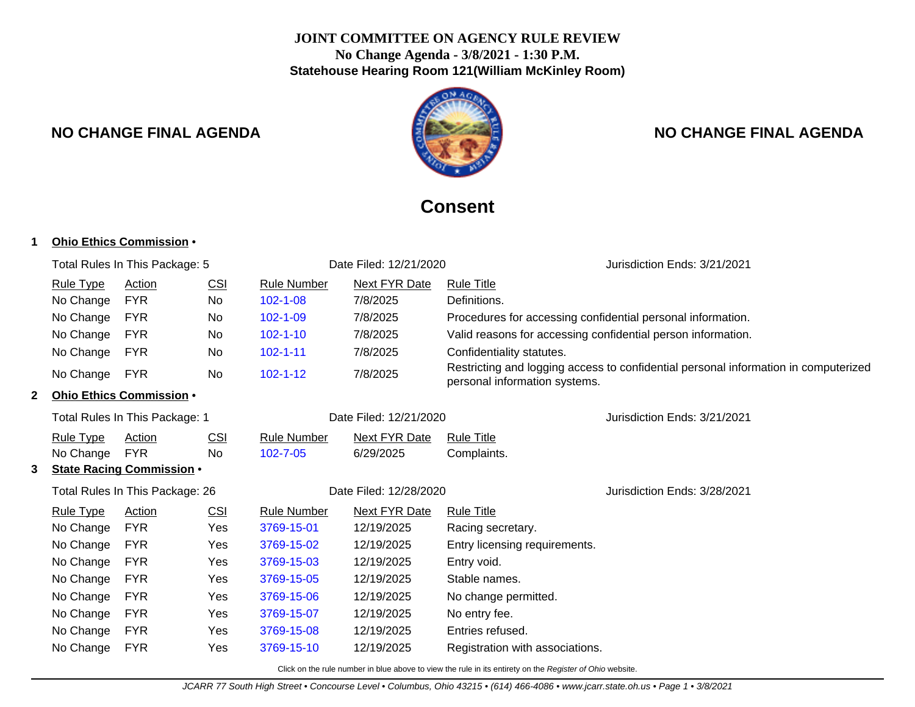# JOINT COMMITTEE ON AGENCY RULE REVIEW

**No Change Agenda - 3/8/2021 - 1:30 P.M.**

**Statehouse Hearing Room 121(William McKinley Room)**

**NO CHANGE FINAL AGENDA** | **NO CHANGE FINAL AGENDA**

## Consent

### 1 Ohio Ethics Commission •

Total Rules In This Package: 5 | Date Filed: 12/21/2020 | Jurisdiction Ends: 3/21/2021

| Rule Type | Action | CSI | Rule Number | Next FYR Date | Rule Title |
|---|---|---|---|---|---|
| No Change | FYR | No | 102-1-08 | 7/8/2025 | Definitions. |
| No Change | FYR | No | 102-1-09 | 7/8/2025 | Procedures for accessing confidential personal information. |
| No Change | FYR | No | 102-1-10 | 7/8/2025 | Valid reasons for accessing confidential person information. |
| No Change | FYR | No | 102-1-11 | 7/8/2025 | Confidentiality statutes. |
| No Change | FYR | No | 102-1-12 | 7/8/2025 | Restricting and logging access to confidential personal information in computerized personal information systems. |

### 2 Ohio Ethics Commission •

Total Rules In This Package: 1 | Date Filed: 12/21/2020 | Jurisdiction Ends: 3/21/2021

| Rule Type | Action | CSI | Rule Number | Next FYR Date | Rule Title |
|---|---|---|---|---|---|
| No Change | FYR | No | 102-7-05 | 6/29/2025 | Complaints. |

### 3 State Racing Commission •

Total Rules In This Package: 26 | Date Filed: 12/28/2020 | Jurisdiction Ends: 3/28/2021

| Rule Type | Action | CSI | Rule Number | Next FYR Date | Rule Title |
|---|---|---|---|---|---|
| No Change | FYR | Yes | 3769-15-01 | 12/19/2025 | Racing secretary. |
| No Change | FYR | Yes | 3769-15-02 | 12/19/2025 | Entry licensing requirements. |
| No Change | FYR | Yes | 3769-15-03 | 12/19/2025 | Entry void. |
| No Change | FYR | Yes | 3769-15-05 | 12/19/2025 | Stable names. |
| No Change | FYR | Yes | 3769-15-06 | 12/19/2025 | No change permitted. |
| No Change | FYR | Yes | 3769-15-07 | 12/19/2025 | No entry fee. |
| No Change | FYR | Yes | 3769-15-08 | 12/19/2025 | Entries refused. |
| No Change | FYR | Yes | 3769-15-10 | 12/19/2025 | Registration with associations. |

Click on the rule number in blue above to view the rule in its entirety on the *Register of Ohio* website.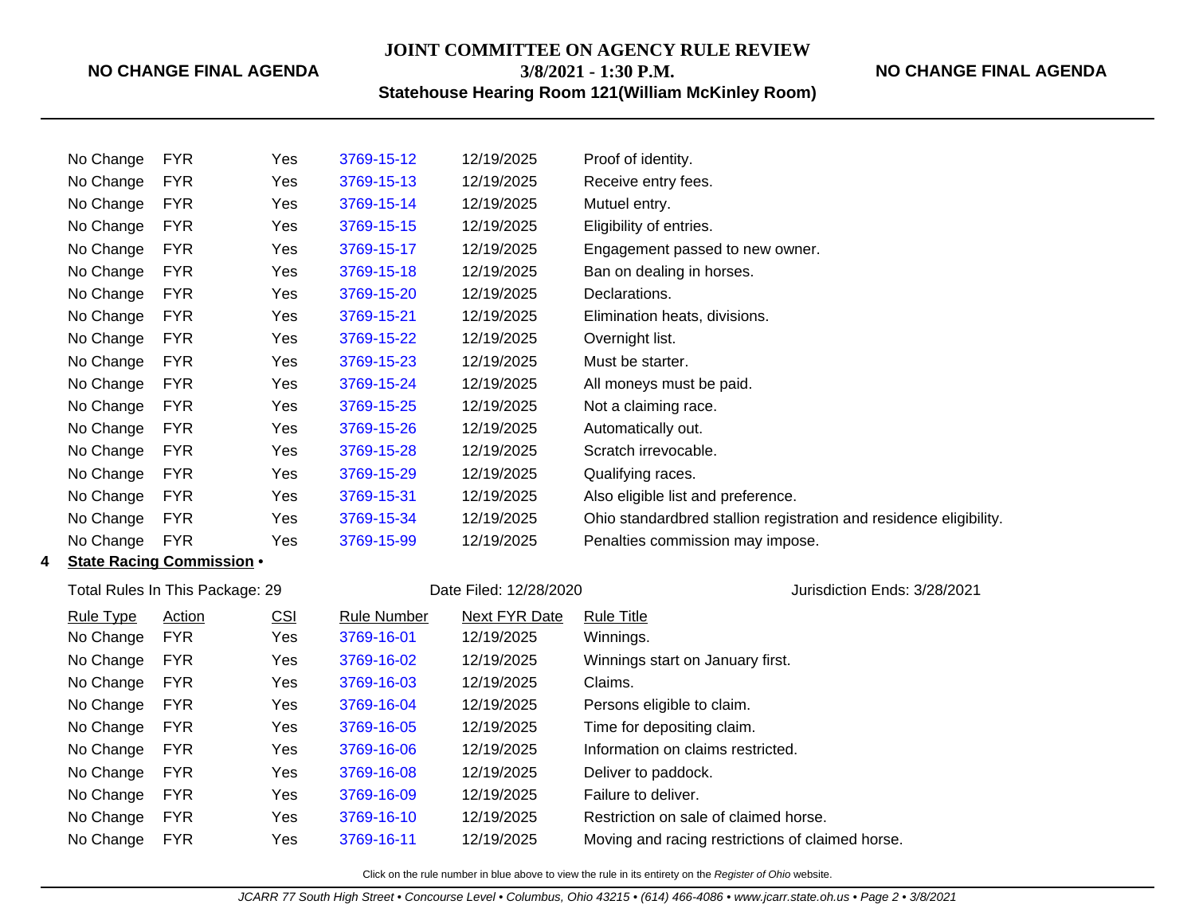| | | | | | |
|---|---|---|---|---|---|
| No Change | FYR | Yes | 3769-15-12 | 12/19/2025 | Proof of identity. |
| No Change | FYR | Yes | 3769-15-13 | 12/19/2025 | Receive entry fees. |
| No Change | FYR | Yes | 3769-15-14 | 12/19/2025 | Mutuel entry. |
| No Change | FYR | Yes | 3769-15-15 | 12/19/2025 | Eligibility of entries. |
| No Change | FYR | Yes | 3769-15-17 | 12/19/2025 | Engagement passed to new owner. |
| No Change | FYR | Yes | 3769-15-18 | 12/19/2025 | Ban on dealing in horses. |
| No Change | FYR | Yes | 3769-15-20 | 12/19/2025 | Declarations. |
| No Change | FYR | Yes | 3769-15-21 | 12/19/2025 | Elimination heats, divisions. |
| No Change | FYR | Yes | 3769-15-22 | 12/19/2025 | Overnight list. |
| No Change | FYR | Yes | 3769-15-23 | 12/19/2025 | Must be starter. |
| No Change | FYR | Yes | 3769-15-24 | 12/19/2025 | All moneys must be paid. |
| No Change | FYR | Yes | 3769-15-25 | 12/19/2025 | Not a claiming race. |
| No Change | FYR | Yes | 3769-15-26 | 12/19/2025 | Automatically out. |
| No Change | FYR | Yes | 3769-15-28 | 12/19/2025 | Scratch irrevocable. |
| No Change | FYR | Yes | 3769-15-29 | 12/19/2025 | Qualifying races. |
| No Change | FYR | Yes | 3769-15-31 | 12/19/2025 | Also eligible list and preference. |
| No Change | FYR | Yes | 3769-15-34 | 12/19/2025 | Ohio standardbred stallion registration and residence eligibility. |
| No Change | FYR | Yes | 3769-15-99 | 12/19/2025 | Penalties commission may impose. |

**4 State Racing Commission •**

Total Rules In This Package: 29 | Date Filed: 12/28/2020 | Jurisdiction Ends: 3/28/2021

| Rule Type | Action | CSI | Rule Number | Next FYR Date | Rule Title |
|---|---|---|---|---|---|
| No Change | FYR | Yes | 3769-16-01 | 12/19/2025 | Winnings. |
| No Change | FYR | Yes | 3769-16-02 | 12/19/2025 | Winnings start on January first. |
| No Change | FYR | Yes | 3769-16-03 | 12/19/2025 | Claims. |
| No Change | FYR | Yes | 3769-16-04 | 12/19/2025 | Persons eligible to claim. |
| No Change | FYR | Yes | 3769-16-05 | 12/19/2025 | Time for depositing claim. |
| No Change | FYR | Yes | 3769-16-06 | 12/19/2025 | Information on claims restricted. |
| No Change | FYR | Yes | 3769-16-08 | 12/19/2025 | Deliver to paddock. |
| No Change | FYR | Yes | 3769-16-09 | 12/19/2025 | Failure to deliver. |
| No Change | FYR | Yes | 3769-16-10 | 12/19/2025 | Restriction on sale of claimed horse. |
| No Change | FYR | Yes | 3769-16-11 | 12/19/2025 | Moving and racing restrictions of claimed horse. |

Click on the rule number in blue above to view the rule in its entirety on the *Register of Ohio* website.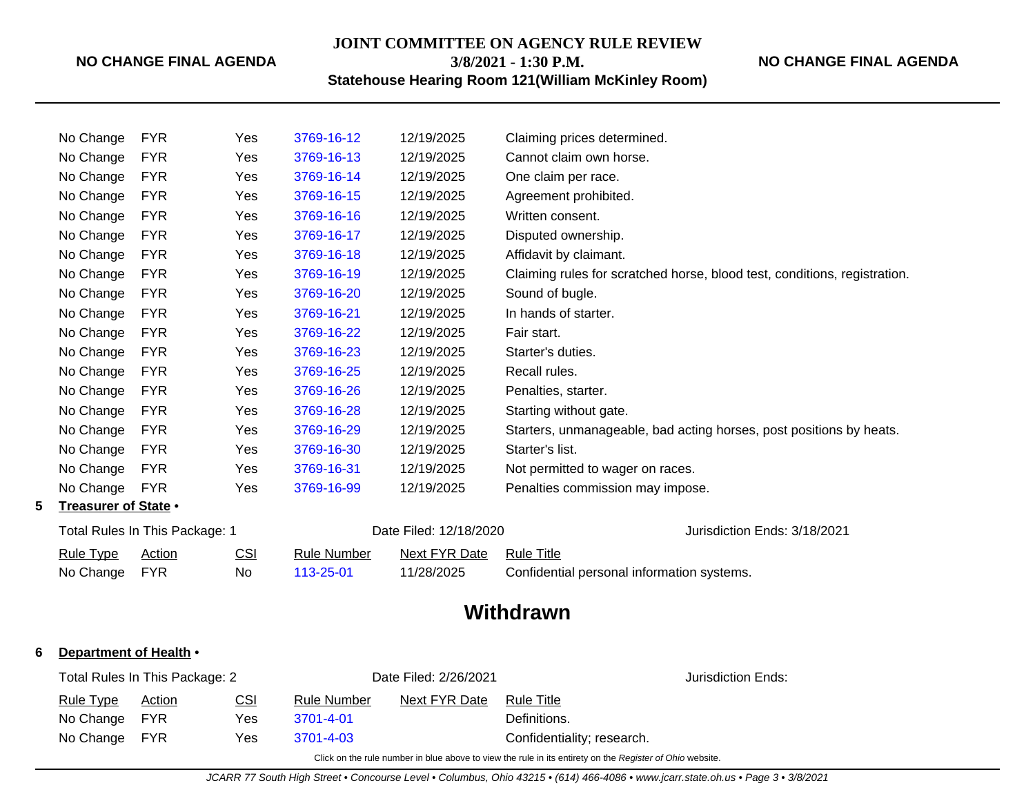| Rule Type | Action | CSI | Rule Number | Next FYR Date | Rule Title |
|---|---|---|---|---|---|
| No Change | FYR | Yes | 3769-16-12 | 12/19/2025 | Claiming prices determined. |
| No Change | FYR | Yes | 3769-16-13 | 12/19/2025 | Cannot claim own horse. |
| No Change | FYR | Yes | 3769-16-14 | 12/19/2025 | One claim per race. |
| No Change | FYR | Yes | 3769-16-15 | 12/19/2025 | Agreement prohibited. |
| No Change | FYR | Yes | 3769-16-16 | 12/19/2025 | Written consent. |
| No Change | FYR | Yes | 3769-16-17 | 12/19/2025 | Disputed ownership. |
| No Change | FYR | Yes | 3769-16-18 | 12/19/2025 | Affidavit by claimant. |
| No Change | FYR | Yes | 3769-16-19 | 12/19/2025 | Claiming rules for scratched horse, blood test, conditions, registration. |
| No Change | FYR | Yes | 3769-16-20 | 12/19/2025 | Sound of bugle. |
| No Change | FYR | Yes | 3769-16-21 | 12/19/2025 | In hands of starter. |
| No Change | FYR | Yes | 3769-16-22 | 12/19/2025 | Fair start. |
| No Change | FYR | Yes | 3769-16-23 | 12/19/2025 | Starter's duties. |
| No Change | FYR | Yes | 3769-16-25 | 12/19/2025 | Recall rules. |
| No Change | FYR | Yes | 3769-16-26 | 12/19/2025 | Penalties, starter. |
| No Change | FYR | Yes | 3769-16-28 | 12/19/2025 | Starting without gate. |
| No Change | FYR | Yes | 3769-16-29 | 12/19/2025 | Starters, unmanageable, bad acting horses, post positions by heats. |
| No Change | FYR | Yes | 3769-16-30 | 12/19/2025 | Starter's list. |
| No Change | FYR | Yes | 3769-16-31 | 12/19/2025 | Not permitted to wager on races. |
| No Change | FYR | Yes | 3769-16-99 | 12/19/2025 | Penalties commission may impose. |

**5 Treasurer of State •**

Total Rules In This Package: 1 — Date Filed: 12/18/2020 — Jurisdiction Ends: 3/18/2021

| Rule Type | Action | CSI | Rule Number | Next FYR Date | Rule Title |
|---|---|---|---|---|---|
| No Change | FYR | No | 113-25-01 | 11/28/2025 | Confidential personal information systems. |

## Withdrawn

**6 Department of Health •**

Total Rules In This Package: 2 — Date Filed: 2/26/2021 — Jurisdiction Ends:

| Rule Type | Action | CSI | Rule Number | Next FYR Date | Rule Title |
|---|---|---|---|---|---|
| No Change | FYR | Yes | 3701-4-01 | | Definitions. |
| No Change | FYR | Yes | 3701-4-03 | | Confidentiality; research. |

Click on the rule number in blue above to view the rule in its entirety on the *Register of Ohio* website.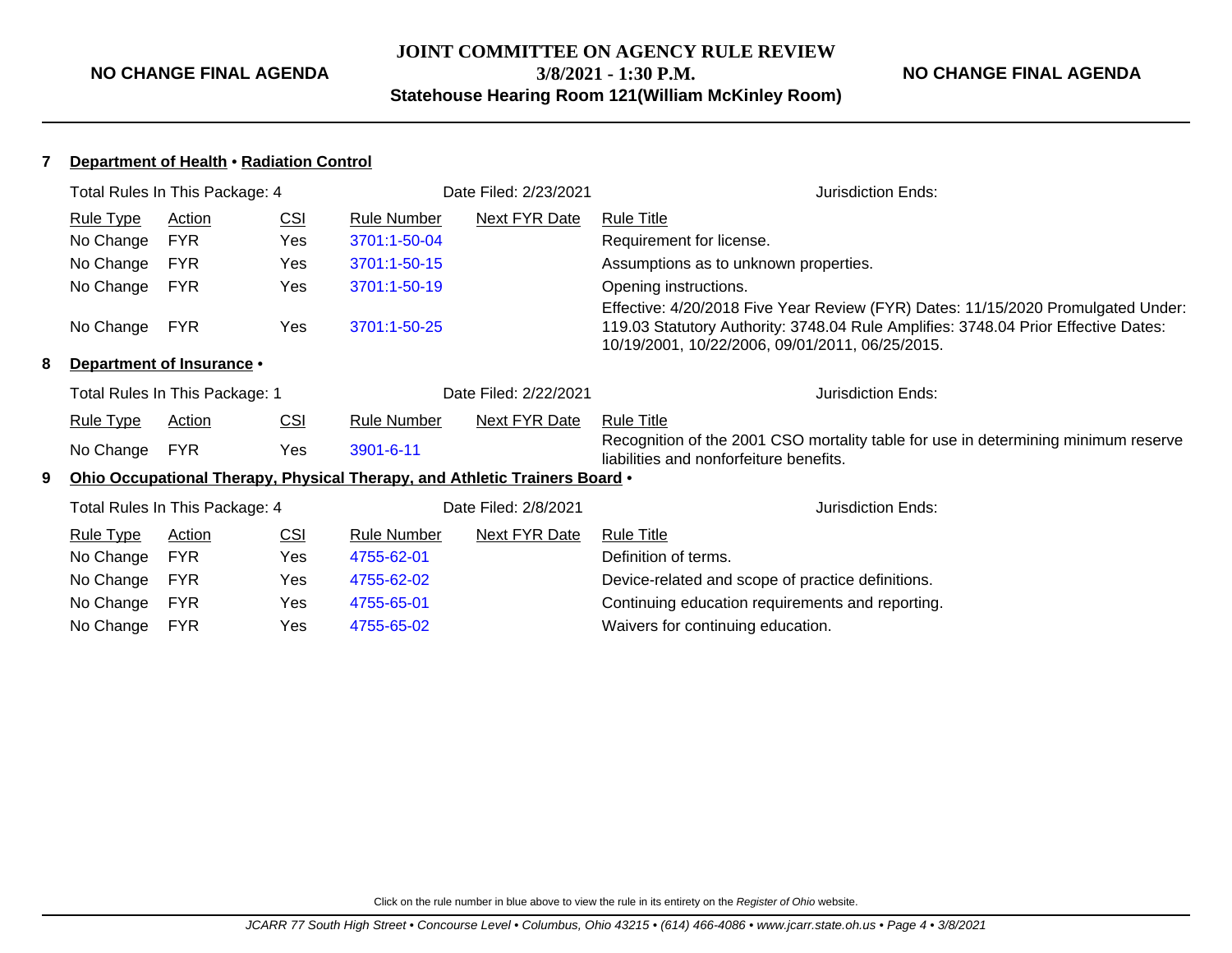# JOINT COMMITTEE ON AGENCY RULE REVIEW

**NO CHANGE FINAL AGENDA** — **3/8/2021 - 1:30 P.M.** — **NO CHANGE FINAL AGENDA**

**Statehouse Hearing Room 121(William McKinley Room)**

## 7 Department of Health • Radiation Control

Total Rules In This Package: 4 — Date Filed: 2/23/2021 — Jurisdiction Ends:

| Rule Type | Action | CSI | Rule Number | Next FYR Date | Rule Title |
|---|---|---|---|---|---|
| No Change | FYR | Yes | 3701:1-50-04 | | Requirement for license. |
| No Change | FYR | Yes | 3701:1-50-15 | | Assumptions as to unknown properties. |
| No Change | FYR | Yes | 3701:1-50-19 | | Opening instructions. |
| No Change | FYR | Yes | 3701:1-50-25 | | Effective: 4/20/2018 Five Year Review (FYR) Dates: 11/15/2020 Promulgated Under: 119.03 Statutory Authority: 3748.04 Rule Amplifies: 3748.04 Prior Effective Dates: 10/19/2001, 10/22/2006, 09/01/2011, 06/25/2015. |

## 8 Department of Insurance •

Total Rules In This Package: 1 — Date Filed: 2/22/2021 — Jurisdiction Ends:

| Rule Type | Action | CSI | Rule Number | Next FYR Date | Rule Title |
|---|---|---|---|---|---|
| No Change | FYR | Yes | 3901-6-11 | | Recognition of the 2001 CSO mortality table for use in determining minimum reserve liabilities and nonforfeiture benefits. |

## 9 Ohio Occupational Therapy, Physical Therapy, and Athletic Trainers Board •

Total Rules In This Package: 4 — Date Filed: 2/8/2021 — Jurisdiction Ends:

| Rule Type | Action | CSI | Rule Number | Next FYR Date | Rule Title |
|---|---|---|---|---|---|
| No Change | FYR | Yes | 4755-62-01 | | Definition of terms. |
| No Change | FYR | Yes | 4755-62-02 | | Device-related and scope of practice definitions. |
| No Change | FYR | Yes | 4755-65-01 | | Continuing education requirements and reporting. |
| No Change | FYR | Yes | 4755-65-02 | | Waivers for continuing education. |

Click on the rule number in blue above to view the rule in its entirety on the *Register of Ohio* website.

*JCARR 77 South High Street • Concourse Level • Columbus, Ohio 43215 • (614) 466-4086 • www.jcarr.state.oh.us • Page 4 • 3/8/2021*